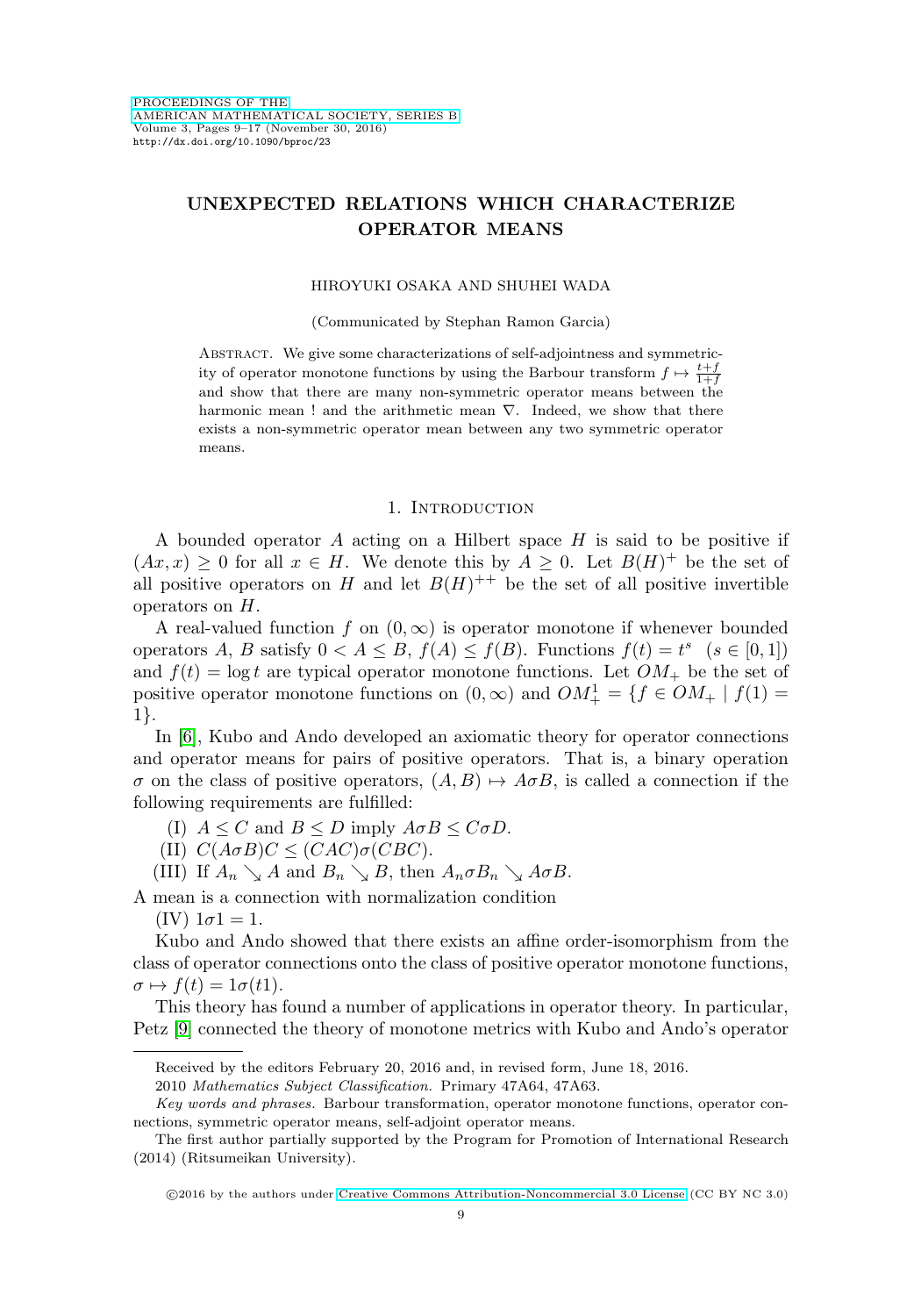# UNEXPECTED RELATIONS WHICH CHARACTERIZE OPERATOR MEANS

HIROYUKI OSAKA AND SHUHEI WADA

(Communicated by Stephan Ramon Garcia)

ABSTRACT. We give some characterizations of self-adjointness and symmetricity of operator monotone functions by using the Barbour transform $f \mapsto \frac{t+f}{1+f}$ and show that there are many non-symmetric operator means between the harmonic mean ! and the arithmetic mean $\nabla$. Indeed, we show that there exists a non-symmetric operator mean between any two symmetric operator means.

## 1. Introduction

A bounded operator $A$ acting on a Hilbert space $H$ is said to be positive if $(Ax, x) \geq 0$ for all $x \in H$. We denote this by $A \geq 0$. Let $B(H)^+$ be the set of all positive operators on $H$ and let $B(H)^{++}$ be the set of all positive invertible operators on $H$.

A real-valued function $f$ on $(0, \infty)$ is operator monotone if whenever bounded operators $A$, $B$ satisfy $0 < A \leq B$, $f(A) \leq f(B)$. Functions $f(t) = t^s \ \ (s \in [0, 1])$ and $f(t) = \log t$ are typical operator monotone functions. Let $OM_+$ be the set of positive operator monotone functions on $(0, \infty)$ and $OM_+^1 = \{f \in OM_+ \mid f(1) = 1\}$.

In [6], Kubo and Ando developed an axiomatic theory for operator connections and operator means for pairs of positive operators. That is, a binary operation $\sigma$ on the class of positive operators, $(A, B) \mapsto A\sigma B$, is called a connection if the following requirements are fulfilled:

(I) $A \leq C$ and $B \leq D$ imply $A\sigma B \leq C\sigma D$.

(II) $C(A\sigma B)C \leq (CAC)\sigma(CBC)$.

(III) If $A_n \searrow A$ and $B_n \searrow B$, then $A_n\sigma B_n \searrow A\sigma B$.

A mean is a connection with normalization condition

(IV) $1\sigma 1 = 1$.

Kubo and Ando showed that there exists an affine order-isomorphism from the class of operator connections onto the class of positive operator monotone functions, $\sigma \mapsto f(t) = 1\sigma(t1)$.

This theory has found a number of applications in operator theory. In particular, Petz [9] connected the theory of monotone metrics with Kubo and Ando's operator

---

Received by the editors February 20, 2016 and, in revised form, June 18, 2016.

2010 *Mathematics Subject Classification.* Primary 47A64, 47A63.

*Key words and phrases.* Barbour transformation, operator monotone functions, operator connections, symmetric operator means, self-adjoint operator means.

The first author partially supported by the Program for Promotion of International Research (2014) (Ritsumeikan University).

©2016 by the authors under Creative Commons Attribution-Noncommercial 3.0 License (CC BY NC 3.0)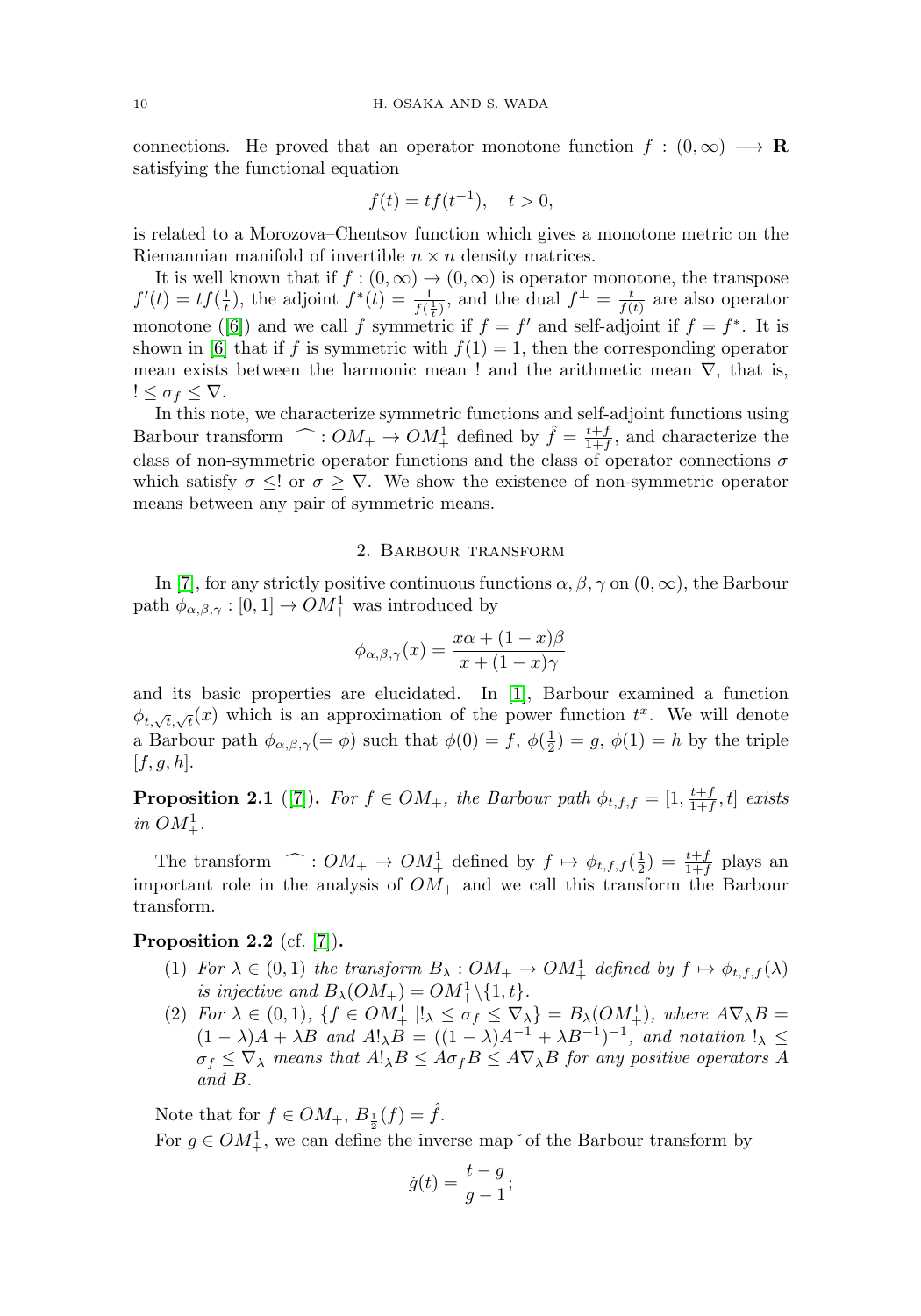connections. He proved that an operator monotone function $f : (0, \infty) \longrightarrow \mathbf{R}$ satisfying the functional equation

$$f(t) = tf(t^{-1}), \quad t > 0,$$

is related to a Morozova–Chentsov function which gives a monotone metric on the Riemannian manifold of invertible $n \times n$ density matrices.

It is well known that if $f : (0, \infty) \to (0, \infty)$ is operator monotone, the transpose $f'(t) = tf(\frac{1}{t})$, the adjoint $f^*(t) = \frac{1}{f(\frac{1}{t})}$, and the dual $f^{\perp} = \frac{t}{f(t)}$ are also operator monotone ([6]) and we call $f$ symmetric if $f = f'$ and self-adjoint if $f = f^*$. It is shown in [6] that if $f$ is symmetric with $f(1) = 1$, then the corresponding operator mean exists between the harmonic mean ! and the arithmetic mean $\nabla$, that is, $! \leq \sigma_f \leq \nabla$.

In this note, we characterize symmetric functions and self-adjoint functions using Barbour transform $\widehat{\ } : OM_+ \to OM_+^1$ defined by $\hat{f} = \frac{t+f}{1+f}$, and characterize the class of non-symmetric operator functions and the class of operator connections $\sigma$ which satisfy $\sigma \leq !$ or $\sigma \geq \nabla$. We show the existence of non-symmetric operator means between any pair of symmetric means.

## 2. Barbour transform

In [7], for any strictly positive continuous functions $\alpha, \beta, \gamma$ on $(0, \infty)$, the Barbour path $\phi_{\alpha,\beta,\gamma} : [0, 1] \to OM_+^1$ was introduced by

$$\phi_{\alpha,\beta,\gamma}(x) = \frac{x\alpha + (1-x)\beta}{x + (1-x)\gamma}$$

and its basic properties are elucidated. In [1], Barbour examined a function $\phi_{t,\sqrt{t},\sqrt{t}}(x)$ which is an approximation of the power function $t^x$. We will denote a Barbour path $\phi_{\alpha,\beta,\gamma}(= \phi)$ such that $\phi(0) = f$, $\phi(\frac{1}{2}) = g$, $\phi(1) = h$ by the triple $[f, g, h]$.

**Proposition 2.1** ([7]). *For $f \in OM_+$, the Barbour path $\phi_{t,f,f} = [1, \frac{t+f}{1+f}, t]$ exists in $OM_+^1$.*

The transform $\widehat{\ } : OM_+ \to OM_+^1$ defined by $f \mapsto \phi_{t,f,f}(\frac{1}{2}) = \frac{t+f}{1+f}$ plays an important role in the analysis of $OM_+$ and we call this transform the Barbour transform.

**Proposition 2.2** (cf. [7]).

1. *For $\lambda \in (0, 1)$ the transform $B_\lambda : OM_+ \to OM_+^1$ defined by $f \mapsto \phi_{t,f,f}(\lambda)$ is injective and $B_\lambda(OM_+) = OM_+^1 \backslash \{1, t\}$.*
2. *For $\lambda \in (0, 1)$, $\{f \in OM_+^1 \ |!_\lambda \leq \sigma_f \leq \nabla_\lambda\} = B_\lambda(OM_+^1)$, where $A\nabla_\lambda B = (1-\lambda)A + \lambda B$ and $A!_\lambda B = ((1-\lambda)A^{-1} + \lambda B^{-1})^{-1}$, and notation $!_\lambda \leq \sigma_f \leq \nabla_\lambda$ means that $A!_\lambda B \leq A\sigma_f B \leq A\nabla_\lambda B$ for any positive operators $A$ and $B$.*

Note that for $f \in OM_+$, $B_{\frac{1}{2}}(f) = \hat{f}$.

For $g \in OM_+^1$, we can define the inverse map $\check{\ }$ of the Barbour transform by

$$\check{g}(t) = \frac{t - g}{g - 1};$$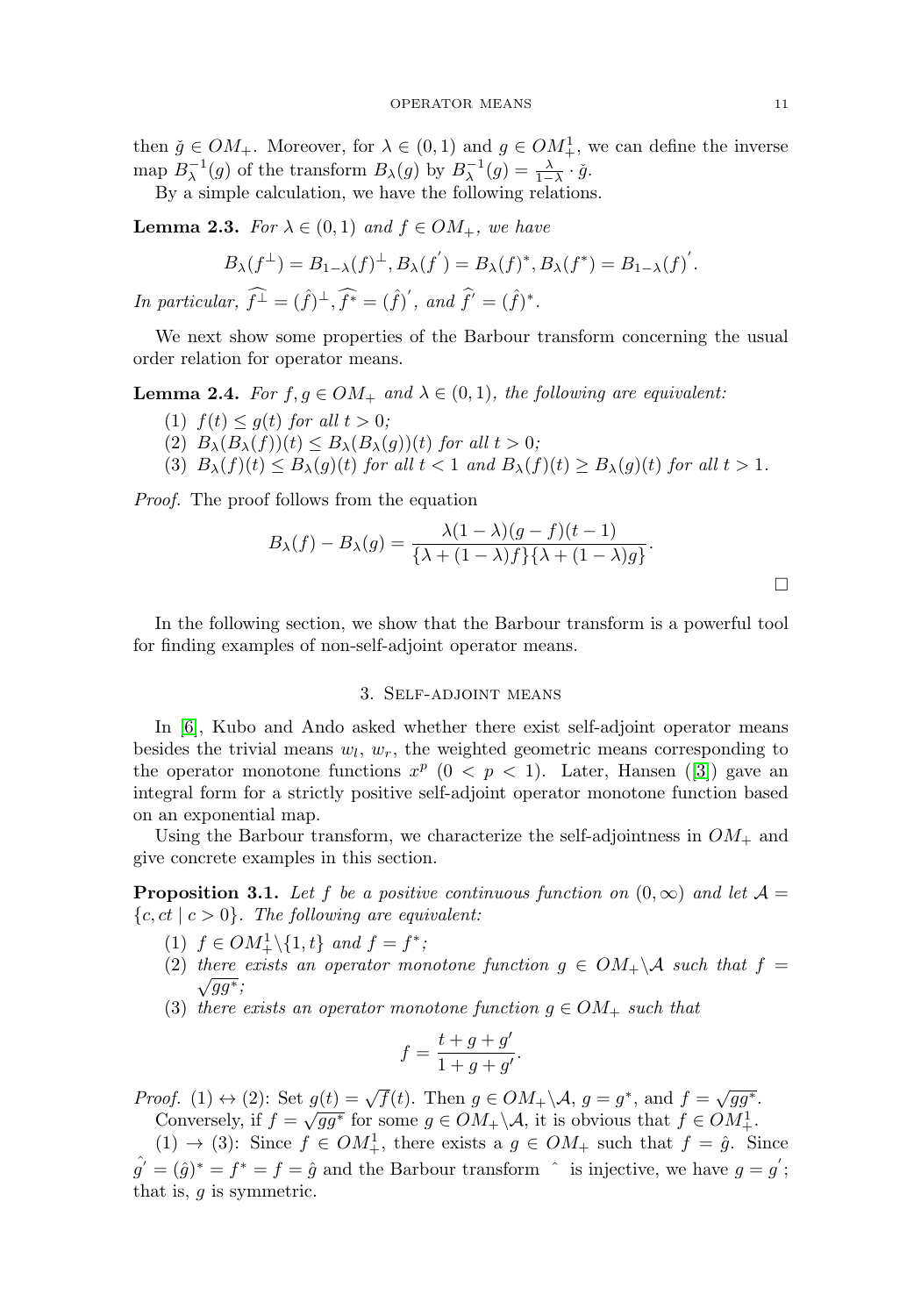then $\check{g} \in OM_+$. Moreover, for $\lambda \in (0,1)$ and $g \in OM_+^1$, we can define the inverse map $B_\lambda^{-1}(g)$ of the transform $B_\lambda(g)$ by $B_\lambda^{-1}(g) = \frac{\lambda}{1-\lambda} \cdot \check{g}$.

By a simple calculation, we have the following relations.

**Lemma 2.3.** *For $\lambda \in (0,1)$ and $f \in OM_+$, we have*

$$B_\lambda(f^\perp) = B_{1-\lambda}(f)^\perp, B_\lambda(f^{'}) = B_\lambda(f)^*, B_\lambda(f^*) = B_{1-\lambda}(f)^{'}.$$

*In particular,* $\widehat{f^\perp} = (\hat{f})^\perp$, $\widehat{f^*} = (\hat{f})^{'}$, *and* $\widehat{f'} = (\hat{f})^*$.

We next show some properties of the Barbour transform concerning the usual order relation for operator means.

**Lemma 2.4.** *For $f, g \in OM_+$ and $\lambda \in (0,1)$, the following are equivalent:*

1. *$f(t) \leq g(t)$ for all $t > 0$;*
2. *$B_\lambda(B_\lambda(f))(t) \leq B_\lambda(B_\lambda(g))(t)$ for all $t > 0$;*
3. *$B_\lambda(f)(t) \leq B_\lambda(g)(t)$ for all $t < 1$ and $B_\lambda(f)(t) \geq B_\lambda(g)(t)$ for all $t > 1$.*

*Proof.* The proof follows from the equation

$$B_\lambda(f) - B_\lambda(g) = \frac{\lambda(1-\lambda)(g-f)(t-1)}{\{\lambda + (1-\lambda)f\}\{\lambda + (1-\lambda)g\}}.$$

□

In the following section, we show that the Barbour transform is a powerful tool for finding examples of non-self-adjoint operator means.

## 3. Self-adjoint means

In [6], Kubo and Ando asked whether there exist self-adjoint operator means besides the trivial means $w_l$, $w_r$, the weighted geometric means corresponding to the operator monotone functions $x^p$ $(0 < p < 1)$. Later, Hansen ([3]) gave an integral form for a strictly positive self-adjoint operator monotone function based on an exponential map.

Using the Barbour transform, we characterize the self-adjointness in $OM_+$ and give concrete examples in this section.

**Proposition 3.1.** *Let $f$ be a positive continuous function on $(0,\infty)$ and let $\mathcal{A} = \{c, ct \mid c > 0\}$. The following are equivalent:*

1. *$f \in OM_+^1 \backslash \{1, t\}$ and $f = f^*$;*
2. *there exists an operator monotone function $g \in OM_+ \backslash \mathcal{A}$ such that $f = \sqrt{gg^*}$;*
3. *there exists an operator monotone function $g \in OM_+$ such that*

$$f = \frac{t + g + g'}{1 + g + g'}.$$

*Proof.* (1) $\leftrightarrow$ (2): Set $g(t) = \sqrt{f}(t)$. Then $g \in OM_+ \backslash \mathcal{A}$, $g = g^*$, and $f = \sqrt{gg^*}$.

Conversely, if $f = \sqrt{gg^*}$ for some $g \in OM_+ \backslash \mathcal{A}$, it is obvious that $f \in OM_+^1$.

(1) $\rightarrow$ (3): Since $f \in OM_+^1$, there exists a $g \in OM_+$ such that $f = \hat{g}$. Since $\hat{g'} = (\hat{g})^* = f^* = f = \hat{g}$ and the Barbour transform $\hat{}$ is injective, we have $g = g^{'}$; that is, $g$ is symmetric.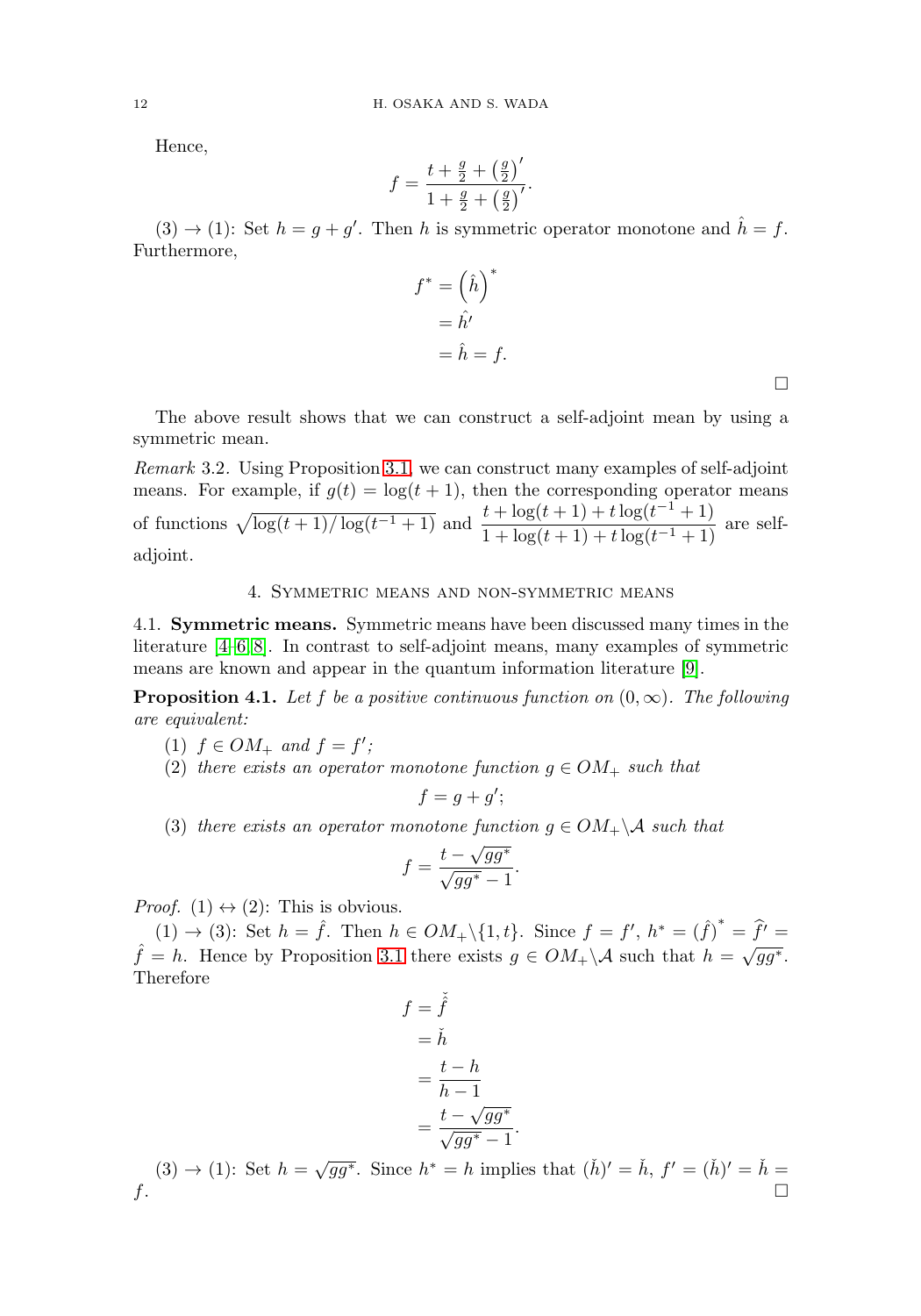Hence,

$$f = \frac{t + \frac{g}{2} + \left(\frac{g}{2}\right)'}{1 + \frac{g}{2} + \left(\frac{g}{2}\right)'}.$$

(3) $\to$ (1): Set $h = g + g'$. Then $h$ is symmetric operator monotone and $\hat{h} = f$. Furthermore,

$$\begin{aligned} f^* &= \left(\hat{h}\right)^* \\ &= \hat{h'} \\ &= \hat{h} = f. \end{aligned}$$

$\square$

The above result shows that we can construct a self-adjoint mean by using a symmetric mean.

*Remark* 3.2. Using Proposition 3.1, we can construct many examples of self-adjoint means. For example, if $g(t) = \log(t+1)$, then the corresponding operator means of functions $\sqrt{\log(t+1)/\log(t^{-1}+1)}$ and $\dfrac{t + \log(t+1) + t\log(t^{-1}+1)}{1 + \log(t+1) + t\log(t^{-1}+1)}$ are self-adjoint.

## 4. Symmetric means and non-symmetric means

### 4.1. Symmetric means.

Symmetric means have been discussed many times in the literature [4–6, 8]. In contrast to self-adjoint means, many examples of symmetric means are known and appear in the quantum information literature [9].

**Proposition 4.1.** *Let $f$ be a positive continuous function on $(0, \infty)$. The following are equivalent:*

1. *$f \in OM_+$ and $f = f'$;*
2. *there exists an operator monotone function $g \in OM_+$ such that*
$$f = g + g';$$
3. *there exists an operator monotone function $g \in OM_+ \backslash \mathcal{A}$ such that*
$$f = \frac{t - \sqrt{gg^*}}{\sqrt{gg^*} - 1}.$$

*Proof.* (1) $\leftrightarrow$ (2): This is obvious.

(1) $\to$ (3): Set $h = \hat{f}$. Then $h \in OM_+ \backslash \{1, t\}$. Since $f = f'$, $h^* = (\hat{f})^* = \widehat{f'} = \hat{f} = h$. Hence by Proposition 3.1 there exists $g \in OM_+ \backslash \mathcal{A}$ such that $h = \sqrt{gg^*}$. Therefore

$$\begin{aligned} f &= \check{\hat{f}} \\ &= \check{h} \\ &= \frac{t - h}{h - 1} \\ &= \frac{t - \sqrt{gg^*}}{\sqrt{gg^*} - 1}. \end{aligned}$$

(3) $\to$ (1): Set $h = \sqrt{gg^*}$. Since $h^* = h$ implies that $(\check{h})' = \check{h}$, $f' = (\check{h})' = \check{h} = f$. $\square$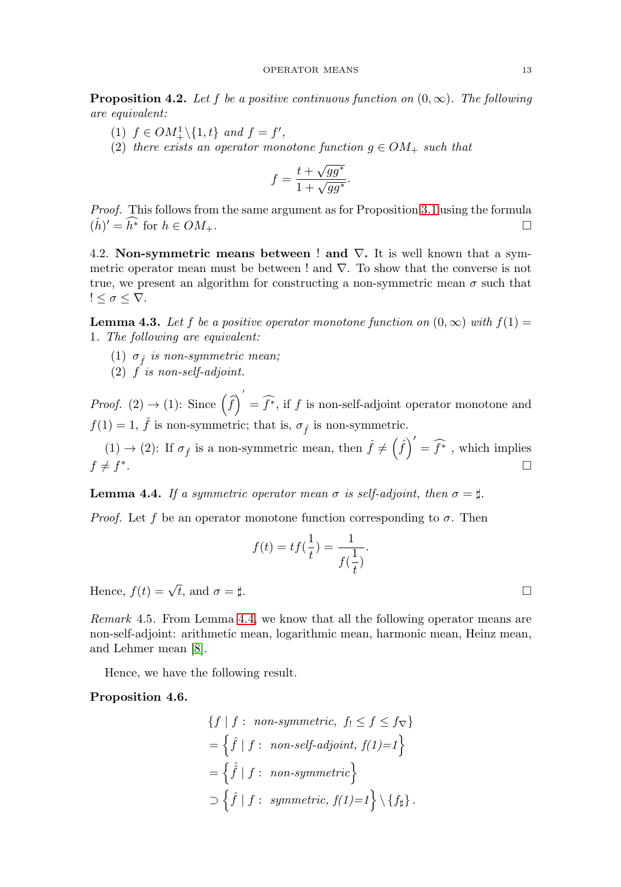**Proposition 4.2.** *Let $f$ be a positive continuous function on $(0, \infty)$. The following are equivalent:*

1. *$f \in OM_+^1 \setminus \{1, t\}$ and $f = f'$,*
2. *there exists an operator monotone function $g \in OM_+$ such that*

$$f = \frac{t + \sqrt{gg^*}}{1 + \sqrt{gg^*}}.$$

*Proof.* This follows from the same argument as for Proposition 3.1 using the formula $(\hat{h})' = \widehat{h^*}$ for $h \in OM_+$. $\square$

4.2. **Non-symmetric means between ! and $\nabla$.** It is well known that a symmetric operator mean must be between ! and $\nabla$. To show that the converse is not true, we present an algorithm for constructing a non-symmetric mean $\sigma$ such that $! \leq \sigma \leq \nabla$.

**Lemma 4.3.** *Let $f$ be a positive operator monotone function on $(0, \infty)$ with $f(1) = 1$. The following are equivalent:*

1. *$\sigma_{\hat{f}}$ is non-symmetric mean;*
2. *$f$ is non-self-adjoint.*

*Proof.* (2) $\to$ (1): Since $\left(\hat{f}\right)' = \widehat{f^*}$, if $f$ is non-self-adjoint operator monotone and $f(1) = 1$, $\hat{f}$ is non-symmetric; that is, $\sigma_{\hat{f}}$ is non-symmetric.

(1) $\to$ (2): If $\sigma_{\hat{f}}$ is a non-symmetric mean, then $\hat{f} \neq \left(\hat{f}\right)' = \widehat{f^*}$, which implies $f \neq f^*$. $\square$

**Lemma 4.4.** *If a symmetric operator mean $\sigma$ is self-adjoint, then $\sigma = \sharp$.*

*Proof.* Let $f$ be an operator monotone function corresponding to $\sigma$. Then

$$f(t) = tf(\frac{1}{t}) = \frac{1}{f(\frac{1}{t})}.$$

Hence, $f(t) = \sqrt{t}$, and $\sigma = \sharp$. $\square$

*Remark* 4.5. From Lemma 4.4, we know that all the following operator means are non-self-adjoint: arithmetic mean, logarithmic mean, harmonic mean, Heinz mean, and Lehmer mean [8].

Hence, we have the following result.

**Proposition 4.6.**

$$\begin{aligned}
&\{f \mid f: \text{ non-symmetric, } f_! \leq f \leq f_\nabla\} \\
&= \left\{\hat{f} \mid f: \text{ non-self-adjoint, } f(1)=1\right\} \\
&= \left\{\hat{\hat{f}} \mid f: \text{ non-symmetric}\right\} \\
&\supset \left\{\hat{f} \mid f: \text{ symmetric, } f(1)=1\right\} \setminus \{f_\sharp\}.
\end{aligned}$$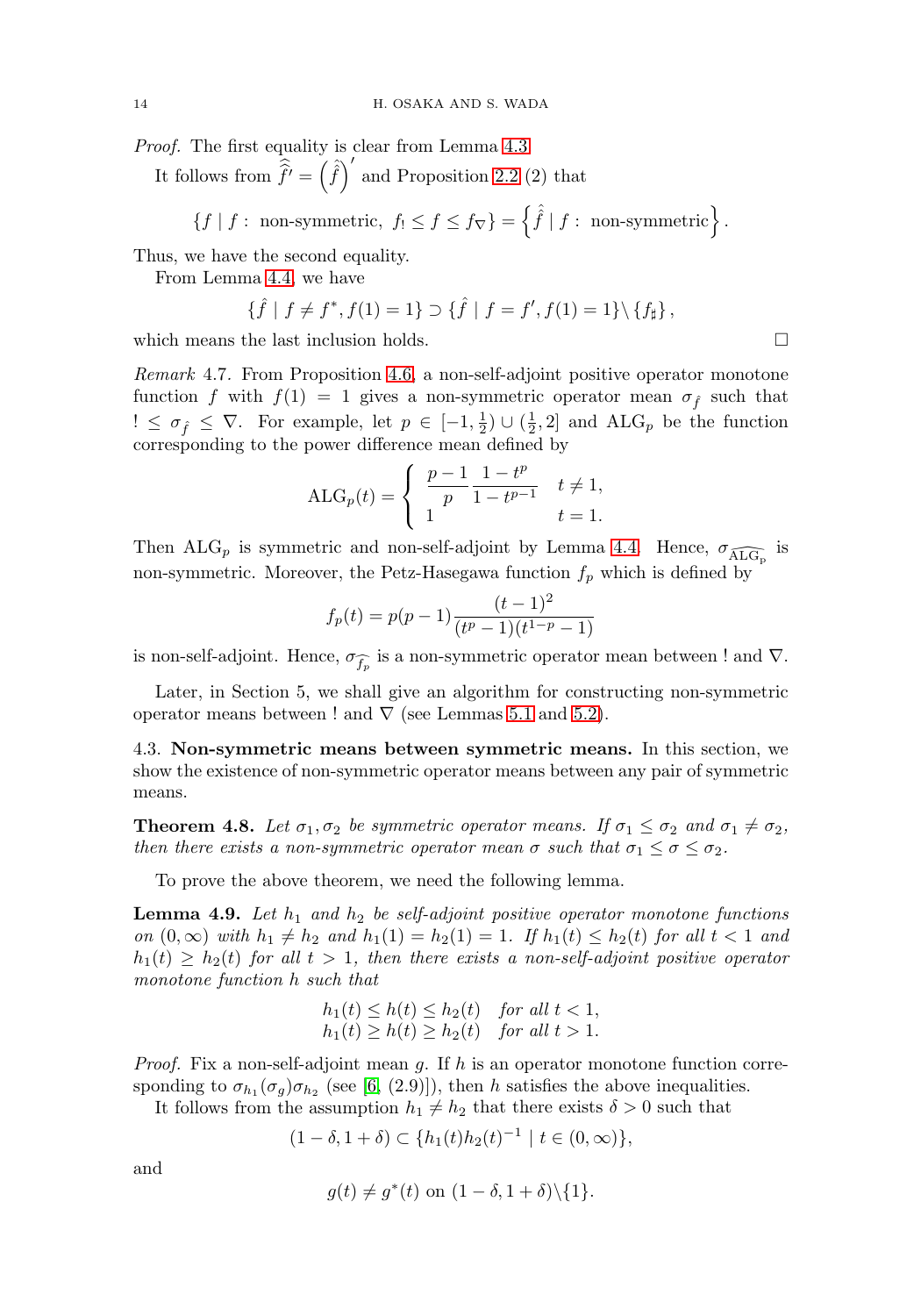*Proof.* The first equality is clear from Lemma 4.3.

It follows from $\widehat{\widehat{f}'} = \left(\hat{f}\right)'$ and Proposition 2.2 (2) that

$$\{f \mid f : \text{ non-symmetric, } f_! \leq f \leq f_\nabla\} = \left\{\hat{\hat{f}} \mid f : \text{ non-symmetric}\right\}.$$

Thus, we have the second equality.

From Lemma 4.4, we have

$$\{\hat{f} \mid f \neq f^*, f(1) = 1\} \supset \{\hat{f} \mid f = f', f(1) = 1\} \backslash \{f_\sharp\},$$

which means the last inclusion holds. □

*Remark* 4.7. From Proposition 4.6, a non-self-adjoint positive operator monotone function $f$ with $f(1) = 1$ gives a non-symmetric operator mean $\sigma_{\hat{f}}$ such that $! \leq \sigma_{\hat{f}} \leq \nabla$. For example, let $p \in [-1, \frac{1}{2}) \cup (\frac{1}{2}, 2]$ and $\mathrm{ALG}_p$ be the function corresponding to the power difference mean defined by

$$\mathrm{ALG}_p(t) = \begin{cases} \dfrac{p-1}{p} \dfrac{1-t^p}{1-t^{p-1}} & t \neq 1, \\ 1 & t = 1. \end{cases}$$

Then $\mathrm{ALG}_p$ is symmetric and non-self-adjoint by Lemma 4.4. Hence, $\sigma_{\widehat{\mathrm{ALG_p}}}$ is non-symmetric. Moreover, the Petz-Hasegawa function $f_p$ which is defined by

$$f_p(t) = p(p-1)\frac{(t-1)^2}{(t^p-1)(t^{1-p}-1)}$$

is non-self-adjoint. Hence, $\sigma_{\widehat{f_p}}$ is a non-symmetric operator mean between ! and $\nabla$.

Later, in Section 5, we shall give an algorithm for constructing non-symmetric operator means between ! and $\nabla$ (see Lemmas 5.1 and 5.2).

### 4.3. Non-symmetric means between symmetric means.

In this section, we show the existence of non-symmetric operator means between any pair of symmetric means.

**Theorem 4.8.** *Let $\sigma_1, \sigma_2$ be symmetric operator means. If $\sigma_1 \leq \sigma_2$ and $\sigma_1 \neq \sigma_2$, then there exists a non-symmetric operator mean $\sigma$ such that $\sigma_1 \leq \sigma \leq \sigma_2$.*

To prove the above theorem, we need the following lemma.

**Lemma 4.9.** *Let $h_1$ and $h_2$ be self-adjoint positive operator monotone functions on $(0, \infty)$ with $h_1 \neq h_2$ and $h_1(1) = h_2(1) = 1$. If $h_1(t) \leq h_2(t)$ for all $t < 1$ and $h_1(t) \geq h_2(t)$ for all $t > 1$, then there exists a non-self-adjoint positive operator monotone function $h$ such that*

$$h_1(t) \leq h(t) \leq h_2(t) \quad \text{for all } t < 1,$$
$$h_1(t) \geq h(t) \geq h_2(t) \quad \text{for all } t > 1.$$

*Proof.* Fix a non-self-adjoint mean $g$. If $h$ is an operator monotone function corresponding to $\sigma_{h_1}(\sigma_g)\sigma_{h_2}$ (see [6, (2.9)]), then $h$ satisfies the above inequalities.

It follows from the assumption $h_1 \neq h_2$ that there exists $\delta > 0$ such that

$$(1-\delta, 1+\delta) \subset \{h_1(t)h_2(t)^{-1} \mid t \in (0, \infty)\},$$

and

$$g(t) \neq g^*(t) \text{ on } (1-\delta, 1+\delta)\backslash\{1\}.$$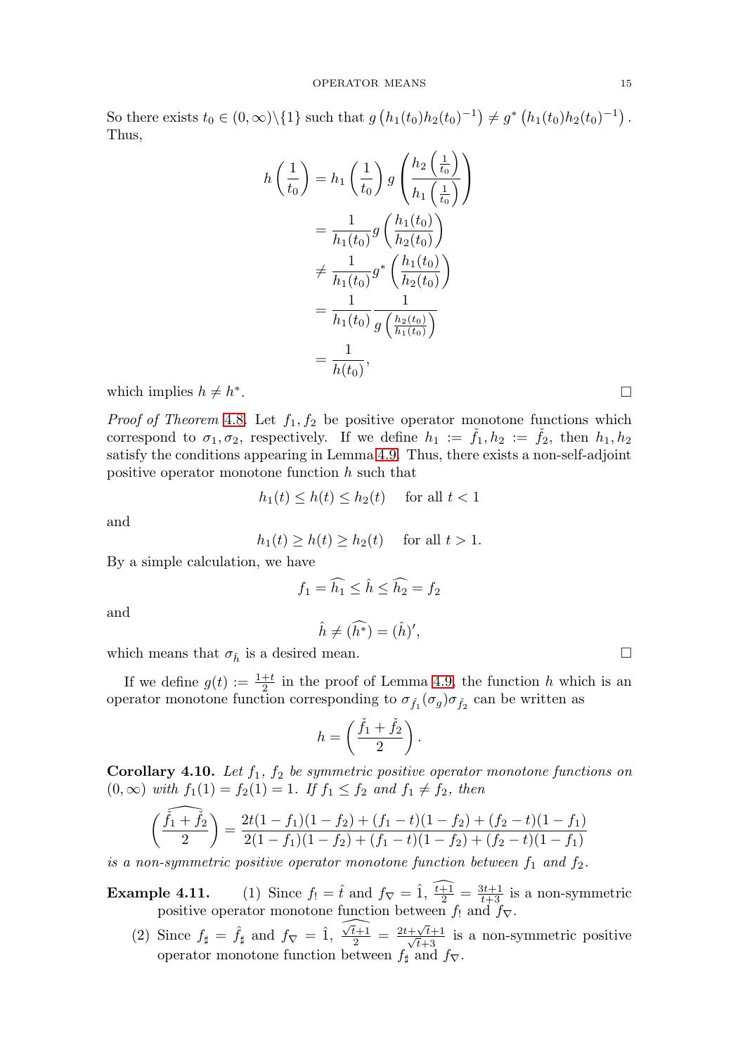So there exists $t_0 \in (0,\infty)\backslash\{1\}$ such that $g\left(h_1(t_0)h_2(t_0)^{-1}\right) \neq g^*\left(h_1(t_0)h_2(t_0)^{-1}\right)$. Thus,

$$
\begin{aligned}
h\left(\frac{1}{t_0}\right) &= h_1\left(\frac{1}{t_0}\right) g\left(\frac{h_2\left(\frac{1}{t_0}\right)}{h_1\left(\frac{1}{t_0}\right)}\right) \\
&= \frac{1}{h_1(t_0)} g\left(\frac{h_1(t_0)}{h_2(t_0)}\right) \\
&\neq \frac{1}{h_1(t_0)} g^*\left(\frac{h_1(t_0)}{h_2(t_0)}\right) \\
&= \frac{1}{h_1(t_0)} \frac{1}{g\left(\frac{h_2(t_0)}{h_1(t_0)}\right)} \\
&= \frac{1}{h(t_0)},
\end{aligned}
$$

which implies $h \neq h^*$. □

*Proof of Theorem 4.8.* Let $f_1, f_2$ be positive operator monotone functions which correspond to $\sigma_1, \sigma_2$, respectively. If we define $h_1 := \check{f}_1, h_2 := \check{f}_2$, then $h_1, h_2$ satisfy the conditions appearing in Lemma 4.9. Thus, there exists a non-self-adjoint positive operator monotone function $h$ such that

$$h_1(t) \leq h(t) \leq h_2(t) \quad \text{ for all } t < 1$$

and

$$h_1(t) \geq h(t) \geq h_2(t) \quad \text{ for all } t > 1.$$

By a simple calculation, we have

$$f_1 = \widehat{h_1} \leq \hat{h} \leq \widehat{h_2} = f_2$$

and

$$\hat{h} \neq (\widehat{h^*}) = (\hat{h})',$$

which means that $\sigma_{\hat{h}}$ is a desired mean. □

If we define $g(t) := \frac{1+t}{2}$ in the proof of Lemma 4.9, the function $h$ which is an operator monotone function corresponding to $\sigma_{\check{f}_1}(\sigma_g)\sigma_{\check{f}_2}$ can be written as

$$h = \left(\frac{\check{f}_1 + \check{f}_2}{2}\right).$$

**Corollary 4.10.** *Let $f_1$, $f_2$ be symmetric positive operator monotone functions on $(0,\infty)$ with $f_1(1) = f_2(1) = 1$. If $f_1 \leq f_2$ and $f_1 \neq f_2$, then*

$$\left(\widehat{\frac{\check{f}_1 + \check{f}_2}{2}}\right) = \frac{2t(1-f_1)(1-f_2) + (f_1 - t)(1-f_2) + (f_2 - t)(1-f_1)}{2(1-f_1)(1-f_2) + (f_1 - t)(1-f_2) + (f_2 - t)(1-f_1)}$$

*is a non-symmetric positive operator monotone function between $f_1$ and $f_2$.*

**Example 4.11.**
1. Since $f_! = \hat{t}$ and $f_\nabla = \hat{1}$, $\widehat{\frac{t+1}{2}} = \frac{3t+1}{t+3}$ is a non-symmetric positive operator monotone function between $f_!$ and $f_\nabla$.
2. Since $f_\sharp = \hat{f}_\sharp$ and $f_\nabla = \hat{1}$, $\widehat{\frac{\sqrt{t}+1}{2}} = \frac{2t+\sqrt{t}+1}{\sqrt{t}+3}$ is a non-symmetric positive operator monotone function between $f_\sharp$ and $f_\nabla$.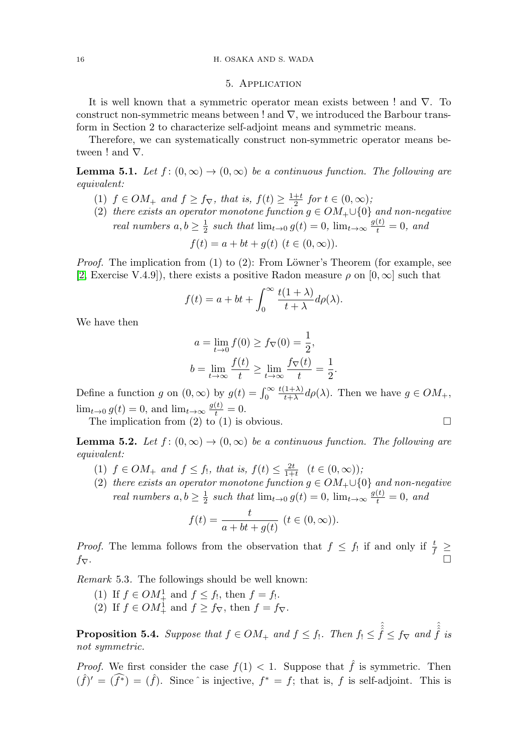## 5. Application

It is well known that a symmetric operator mean exists between ! and $\nabla$. To construct non-symmetric means between ! and $\nabla$, we introduced the Barbour transform in Section 2 to characterize self-adjoint means and symmetric means.

Therefore, we can systematically construct non-symmetric operator means between ! and $\nabla$.

**Lemma 5.1.** *Let $f\colon (0,\infty) \to (0,\infty)$ be a continuous function. The following are equivalent:*

1. *$f \in OM_+$ and $f \geq f_\nabla$, that is, $f(t) \geq \frac{1+t}{2}$ for $t \in (0,\infty)$;*
2. *there exists an operator monotone function $g \in OM_+ \cup \{0\}$ and non-negative real numbers $a, b \geq \frac{1}{2}$ such that $\lim_{t\to 0} g(t) = 0$, $\lim_{t\to\infty} \frac{g(t)}{t} = 0$, and*
$$f(t) = a + bt + g(t) \ (t \in (0,\infty)).$$

*Proof.* The implication from (1) to (2): From Löwner's Theorem (for example, see [2, Exercise V.4.9]), there exists a positive Radon measure $\rho$ on $[0,\infty]$ such that

$$f(t) = a + bt + \int_0^\infty \frac{t(1+\lambda)}{t+\lambda} d\rho(\lambda).$$

We have then

$$a = \lim_{t\to 0} f(0) \geq f_\nabla(0) = \frac{1}{2},$$
$$b = \lim_{t\to\infty} \frac{f(t)}{t} \geq \lim_{t\to\infty} \frac{f_\nabla(t)}{t} = \frac{1}{2}.$$

Define a function $g$ on $(0,\infty)$ by $g(t) = \int_0^\infty \frac{t(1+\lambda)}{t+\lambda} d\rho(\lambda)$. Then we have $g \in OM_+$, $\lim_{t\to 0} g(t) = 0$, and $\lim_{t\to\infty} \frac{g(t)}{t} = 0$.

The implication from (2) to (1) is obvious. $\square$

**Lemma 5.2.** *Let $f\colon (0,\infty) \to (0,\infty)$ be a continuous function. The following are equivalent:*

1. *$f \in OM_+$ and $f \leq f_!$, that is, $f(t) \leq \frac{2t}{1+t}$ $(t \in (0,\infty))$;*
2. *there exists an operator monotone function $g \in OM_+ \cup \{0\}$ and non-negative real numbers $a, b \geq \frac{1}{2}$ such that $\lim_{t\to 0} g(t) = 0$, $\lim_{t\to\infty} \frac{g(t)}{t} = 0$, and*
$$f(t) = \frac{t}{a + bt + g(t)} \ (t \in (0,\infty)).$$

*Proof.* The lemma follows from the observation that $f \leq f_!$ if and only if $\frac{t}{f} \geq f_\nabla$. $\square$

*Remark* 5.3. The followings should be well known:

1. If $f \in OM_+^1$ and $f \leq f_!$, then $f = f_!$.
2. If $f \in OM_+^1$ and $f \geq f_\nabla$, then $f = f_\nabla$.

**Proposition 5.4.** *Suppose that $f \in OM_+$ and $f \leq f_!$. Then $f_! \leq \hat{\hat{\hat{f}}} \leq f_\nabla$ and $\hat{\hat{\hat{f}}}$ is not symmetric.*

*Proof.* We first consider the case $f(1) < 1$. Suppose that $\hat{f}$ is symmetric. Then $(\hat{f})' = (\widehat{f^*}) = (\hat{f})$. Since $\hat{}$ is injective, $f^* = f$; that is, $f$ is self-adjoint. This is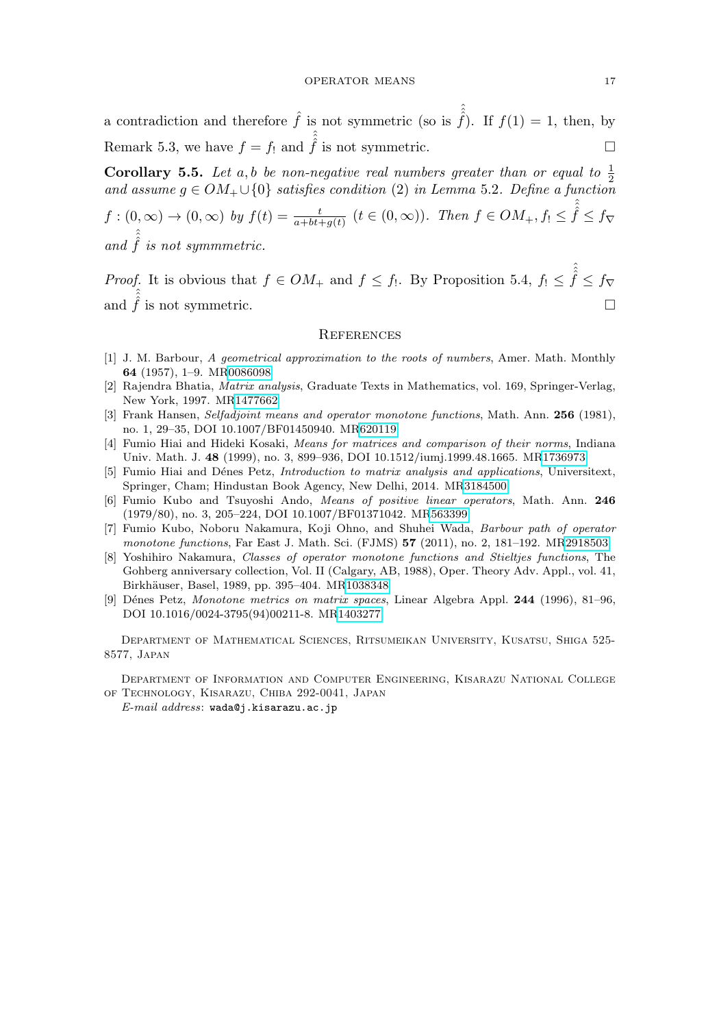a contradiction and therefore $\hat{f}$ is not symmetric (so is $\hat{\hat{\hat{f}}}$). If $f(1) = 1$, then, by Remark 5.3, we have $f = f_!$ and $\hat{\hat{\hat{f}}}$ is not symmetric. □

**Corollary 5.5.** *Let $a, b$ be non-negative real numbers greater than or equal to $\frac{1}{2}$ and assume $g \in OM_+ \cup \{0\}$ satisfies condition (2) in Lemma 5.2. Define a function $f : (0, \infty) \to (0, \infty)$ by $f(t) = \frac{t}{a+bt+g(t)}$ $(t \in (0, \infty))$. Then $f \in OM_+$, $f_! \leq \hat{\hat{\hat{f}}} \leq f_\nabla$ and $\hat{\hat{\hat{f}}}$ is not symmmetric.*

*Proof.* It is obvious that $f \in OM_+$ and $f \leq f_!$. By Proposition 5.4, $f_! \leq \hat{\hat{\hat{f}}} \leq f_\nabla$ and $\hat{\hat{\hat{f}}}$ is not symmetric. □

## References

[1] J. M. Barbour, *A geometrical approximation to the roots of numbers*, Amer. Math. Monthly **64** (1957), 1–9. MR0086098

[2] Rajendra Bhatia, *Matrix analysis*, Graduate Texts in Mathematics, vol. 169, Springer-Verlag, New York, 1997. MR1477662

[3] Frank Hansen, *Selfadjoint means and operator monotone functions*, Math. Ann. **256** (1981), no. 1, 29–35, DOI 10.1007/BF01450940. MR620119

[4] Fumio Hiai and Hideki Kosaki, *Means for matrices and comparison of their norms*, Indiana Univ. Math. J. **48** (1999), no. 3, 899–936, DOI 10.1512/iumj.1999.48.1665. MR1736973

[5] Fumio Hiai and Dénes Petz, *Introduction to matrix analysis and applications*, Universitext, Springer, Cham; Hindustan Book Agency, New Delhi, 2014. MR3184500

[6] Fumio Kubo and Tsuyoshi Ando, *Means of positive linear operators*, Math. Ann. **246** (1979/80), no. 3, 205–224, DOI 10.1007/BF01371042. MR563399

[7] Fumio Kubo, Noboru Nakamura, Koji Ohno, and Shuhei Wada, *Barbour path of operator monotone functions*, Far East J. Math. Sci. (FJMS) **57** (2011), no. 2, 181–192. MR2918503

[8] Yoshihiro Nakamura, *Classes of operator monotone functions and Stieltjes functions*, The Gohberg anniversary collection, Vol. II (Calgary, AB, 1988), Oper. Theory Adv. Appl., vol. 41, Birkhäuser, Basel, 1989, pp. 395–404. MR1038348

[9] Dénes Petz, *Monotone metrics on matrix spaces*, Linear Algebra Appl. **244** (1996), 81–96, DOI 10.1016/0024-3795(94)00211-8. MR1403277

Department of Mathematical Sciences, Ritsumeikan University, Kusatsu, Shiga 525-8577, Japan

Department of Information and Computer Engineering, Kisarazu National College of Technology, Kisarazu, Chiba 292-0041, Japan

*E-mail address*: wada@j.kisarazu.ac.jp